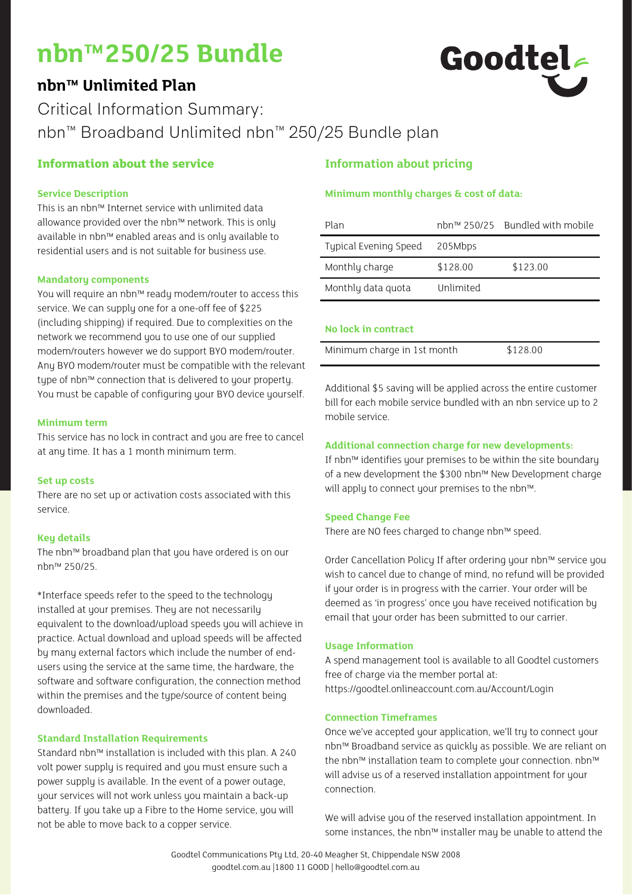# nbn™ 250/25 Bundle

## nbn™ Unlimited Plan

Critical Information Summary:
nbn™ Broadband Unlimited nbn™ 250/25 Bundle plan

## Information about the service

### Service Description

This is an nbn™ Internet service with unlimited data allowance provided over the nbn™ network. This is only available in nbn™ enabled areas and is only available to residential users and is not suitable for business use.

### Mandatory components

You will require an nbn™ ready modem/router to access this service. We can supply one for a one-off fee of $225 (including shipping) if required. Due to complexities on the network we recommend you to use one of our supplied modem/routers however we do support BYO modem/router. Any BYO modem/router must be compatible with the relevant type of nbn™ connection that is delivered to your property. You must be capable of configuring your BYO device yourself.

### Minimum term

This service has no lock in contract and you are free to cancel at any time. It has a 1 month minimum term.

### Set up costs

There are no set up or activation costs associated with this service.

### Key details

The nbn™ broadband plan that you have ordered is on our nbn™ 250/25.

*Interface speeds refer to the speed to the technology installed at your premises. They are not necessarily equivalent to the download/upload speeds you will achieve in practice. Actual download and upload speeds will be affected by many external factors which include the number of end-users using the service at the same time, the hardware, the software and software configuration, the connection method within the premises and the type/source of content being downloaded.

### Standard Installation Requirements

Standard nbn™ installation is included with this plan. A 240 volt power supply is required and you must ensure such a power supply is available. In the event of a power outage, your services will not work unless you maintain a back-up battery. If you take up a Fibre to the Home service, you will not be able to move back to a copper service.

## Information about pricing

### Minimum monthly charges & cost of data:

| Plan | nbn™ 250/25 | Bundled with mobile |
|---|---|---|
| Typical Evening Speed | 205Mbps | |
| Monthly charge | $128.00 | $123.00 |
| Monthly data quota | Unlimited | |

### No lock in contract

| Minimum charge in 1st month | $128.00 |
|---|---|

Additional $5 saving will be applied across the entire customer bill for each mobile service bundled with an nbn service up to 2 mobile service.

### Additional connection charge for new developments:

If nbn™ identifies your premises to be within the site boundary of a new development the $300 nbn™ New Development charge will apply to connect your premises to the nbn™.

### Speed Change Fee

There are NO fees charged to change nbn™ speed.

Order Cancellation Policy If after ordering your nbn™ service you wish to cancel due to change of mind, no refund will be provided if your order is in progress with the carrier. Your order will be deemed as 'in progress' once you have received notification by email that your order has been submitted to our carrier.

### Usage Information

A spend management tool is available to all Goodtel customers free of charge via the member portal at: https://goodtel.onlineaccount.com.au/Account/Login

### Connection Timeframes

Once we've accepted your application, we'll try to connect your nbn™ Broadband service as quickly as possible. We are reliant on the nbn™ installation team to complete your connection. nbn™ will advise us of a reserved installation appointment for your connection.

We will advise you of the reserved installation appointment. In some instances, the nbn™ installer may be unable to attend the

Goodtel Communications Pty Ltd, 20-40 Meagher St, Chippendale NSW 2008
goodtel.com.au |1800 11 GOOD | hello@goodtel.com.au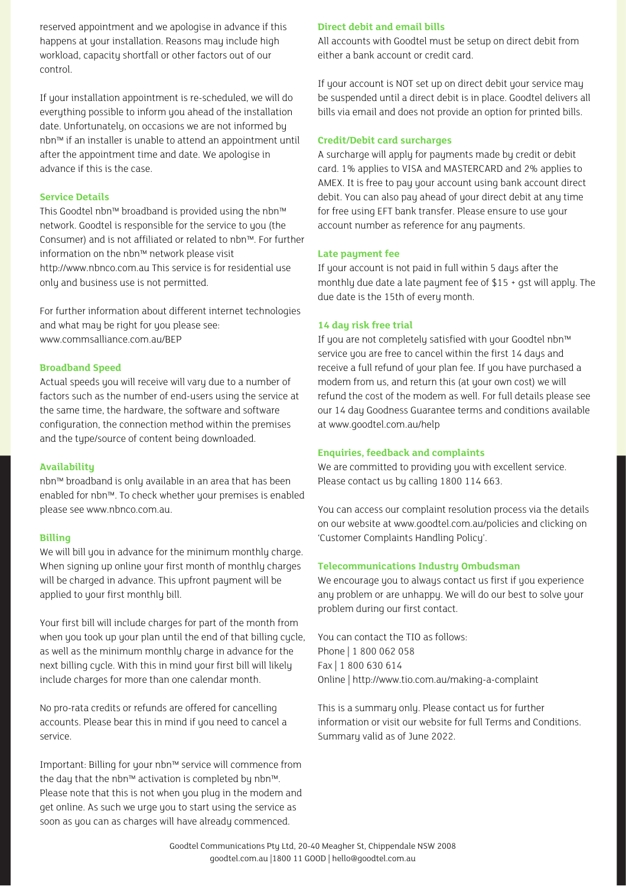reserved appointment and we apologise in advance if this happens at your installation. Reasons may include high workload, capacity shortfall or other factors out of our control.

If your installation appointment is re-scheduled, we will do everything possible to inform you ahead of the installation date. Unfortunately, on occasions we are not informed by nbn™ if an installer is unable to attend an appointment until after the appointment time and date. We apologise in advance if this is the case.

**Service Details**

This Goodtel nbn™ broadband is provided using the nbn™ network. Goodtel is responsible for the service to you (the Consumer) and is not affiliated or related to nbn™. For further information on the nbn™ network please visit http://www.nbnco.com.au This service is for residential use only and business use is not permitted.

For further information about different internet technologies and what may be right for you please see: www.commsalliance.com.au/BEP

**Broadband Speed**

Actual speeds you will receive will vary due to a number of factors such as the number of end-users using the service at the same time, the hardware, the software and software configuration, the connection method within the premises and the type/source of content being downloaded.

**Availability**

nbn™ broadband is only available in an area that has been enabled for nbn™. To check whether your premises is enabled please see www.nbnco.com.au.

**Billing**

We will bill you in advance for the minimum monthly charge. When signing up online your first month of monthly charges will be charged in advance. This upfront payment will be applied to your first monthly bill.

Your first bill will include charges for part of the month from when you took up your plan until the end of that billing cycle, as well as the minimum monthly charge in advance for the next billing cycle. With this in mind your first bill will likely include charges for more than one calendar month.

No pro-rata credits or refunds are offered for cancelling accounts. Please bear this in mind if you need to cancel a service.

Important: Billing for your nbn™ service will commence from the day that the nbn™ activation is completed by nbn™. Please note that this is not when you plug in the modem and get online. As such we urge you to start using the service as soon as you can as charges will have already commenced.

**Direct debit and email bills**

All accounts with Goodtel must be setup on direct debit from either a bank account or credit card.

If your account is NOT set up on direct debit your service may be suspended until a direct debit is in place. Goodtel delivers all bills via email and does not provide an option for printed bills.

**Credit/Debit card surcharges**

A surcharge will apply for payments made by credit or debit card. 1% applies to VISA and MASTERCARD and 2% applies to AMEX. It is free to pay your account using bank account direct debit. You can also pay ahead of your direct debit at any time for free using EFT bank transfer. Please ensure to use your account number as reference for any payments.

**Late payment fee**

If your account is not paid in full within 5 days after the monthly due date a late payment fee of $15 + gst will apply. The due date is the 15th of every month.

**14 day risk free trial**

If you are not completely satisfied with your Goodtel nbn™ service you are free to cancel within the first 14 days and receive a full refund of your plan fee. If you have purchased a modem from us, and return this (at your own cost) we will refund the cost of the modem as well. For full details please see our 14 day Goodness Guarantee terms and conditions available at www.goodtel.com.au/help

**Enquiries, feedback and complaints**

We are committed to providing you with excellent service. Please contact us by calling 1800 114 663.

You can access our complaint resolution process via the details on our website at www.goodtel.com.au/policies and clicking on 'Customer Complaints Handling Policy'.

**Telecommunications Industry Ombudsman**

We encourage you to always contact us first if you experience any problem or are unhappy. We will do our best to solve your problem during our first contact.

You can contact the TIO as follows:
Phone | 1 800 062 058
Fax | 1 800 630 614
Online | http://www.tio.com.au/making-a-complaint

This is a summary only. Please contact us for further information or visit our website for full Terms and Conditions. Summary valid as of June 2022.

Goodtel Communications Pty Ltd, 20-40 Meagher St, Chippendale NSW 2008
goodtel.com.au |1800 11 GOOD | hello@goodtel.com.au